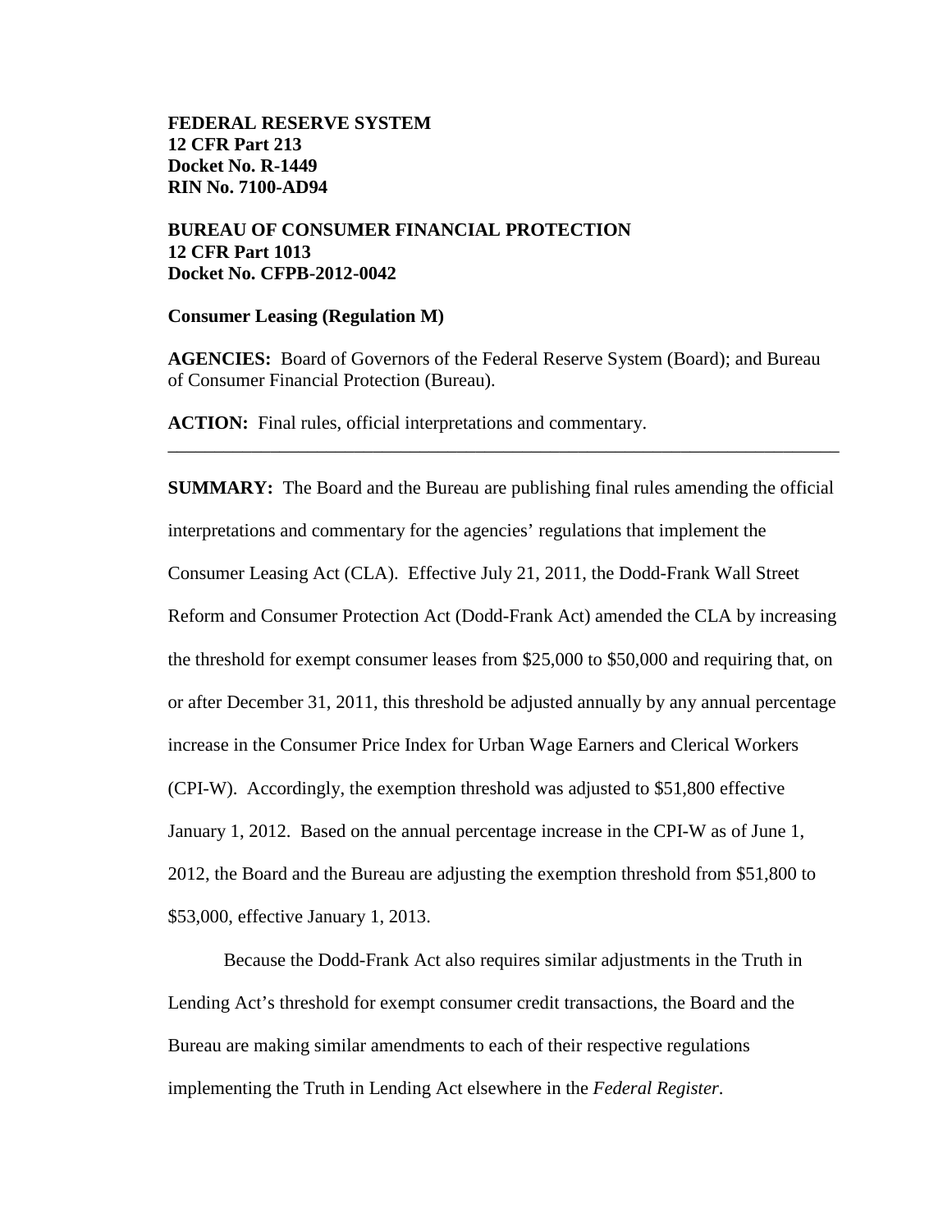**FEDERAL RESERVE SYSTEM**
**12 CFR Part 213**
**Docket No. R-1449**
**RIN No. 7100-AD94**

**BUREAU OF CONSUMER FINANCIAL PROTECTION**
**12 CFR Part 1013**
**Docket No. CFPB-2012-0042**

**Consumer Leasing (Regulation M)**

**AGENCIES:** Board of Governors of the Federal Reserve System (Board); and Bureau of Consumer Financial Protection (Bureau).

**ACTION:** Final rules, official interpretations and commentary.

---

**SUMMARY:** The Board and the Bureau are publishing final rules amending the official interpretations and commentary for the agencies' regulations that implement the Consumer Leasing Act (CLA). Effective July 21, 2011, the Dodd-Frank Wall Street Reform and Consumer Protection Act (Dodd-Frank Act) amended the CLA by increasing the threshold for exempt consumer leases from $25,000 to $50,000 and requiring that, on or after December 31, 2011, this threshold be adjusted annually by any annual percentage increase in the Consumer Price Index for Urban Wage Earners and Clerical Workers (CPI-W). Accordingly, the exemption threshold was adjusted to $51,800 effective January 1, 2012. Based on the annual percentage increase in the CPI-W as of June 1, 2012, the Board and the Bureau are adjusting the exemption threshold from $51,800 to $53,000, effective January 1, 2013.

Because the Dodd-Frank Act also requires similar adjustments in the Truth in Lending Act's threshold for exempt consumer credit transactions, the Board and the Bureau are making similar amendments to each of their respective regulations implementing the Truth in Lending Act elsewhere in the *Federal Register*.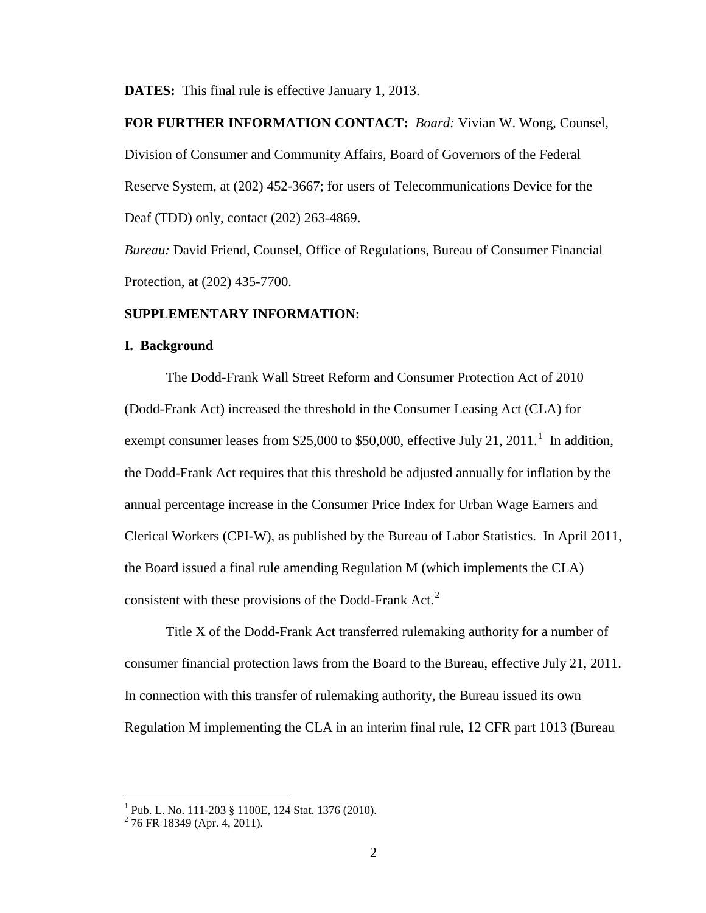**DATES:** This final rule is effective January 1, 2013.

**FOR FURTHER INFORMATION CONTACT:** *Board:* Vivian W. Wong, Counsel, Division of Consumer and Community Affairs, Board of Governors of the Federal Reserve System, at (202) 452-3667; for users of Telecommunications Device for the Deaf (TDD) only, contact (202) 263-4869.

*Bureau:* David Friend, Counsel, Office of Regulations, Bureau of Consumer Financial Protection, at (202) 435-7700.

**SUPPLEMENTARY INFORMATION:**

**I. Background**

The Dodd-Frank Wall Street Reform and Consumer Protection Act of 2010 (Dodd-Frank Act) increased the threshold in the Consumer Leasing Act (CLA) for exempt consumer leases from $25,000 to $50,000, effective July 21, 2011.[1] In addition, the Dodd-Frank Act requires that this threshold be adjusted annually for inflation by the annual percentage increase in the Consumer Price Index for Urban Wage Earners and Clerical Workers (CPI-W), as published by the Bureau of Labor Statistics. In April 2011, the Board issued a final rule amending Regulation M (which implements the CLA) consistent with these provisions of the Dodd-Frank Act.[2]

Title X of the Dodd-Frank Act transferred rulemaking authority for a number of consumer financial protection laws from the Board to the Bureau, effective July 21, 2011. In connection with this transfer of rulemaking authority, the Bureau issued its own Regulation M implementing the CLA in an interim final rule, 12 CFR part 1013 (Bureau

[1] Pub. L. No. 111-203 § 1100E, 124 Stat. 1376 (2010).

[2] 76 FR 18349 (Apr. 4, 2011).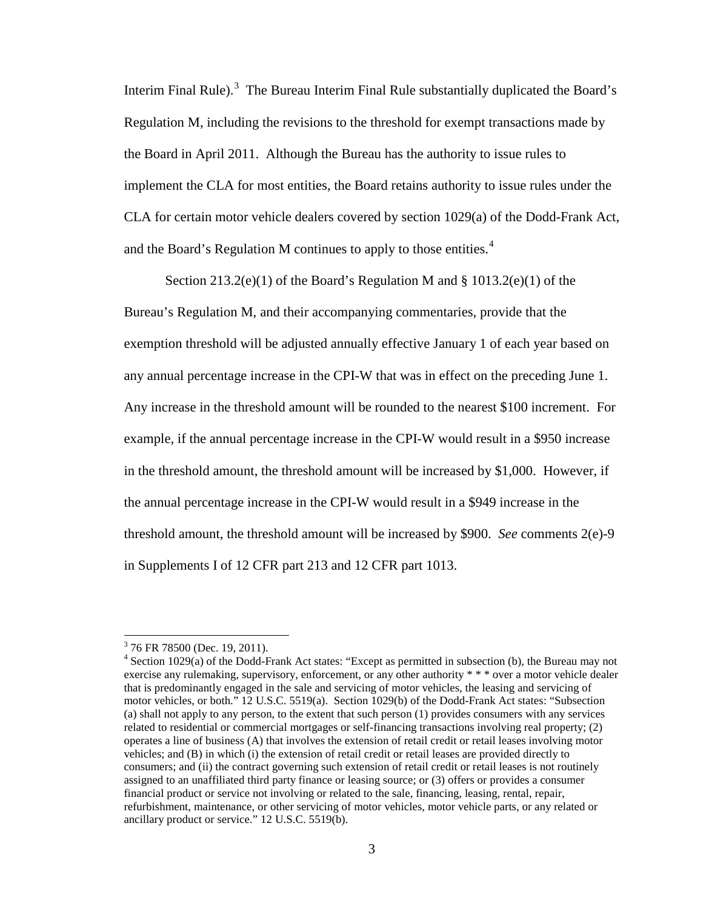Interim Final Rule).[3] The Bureau Interim Final Rule substantially duplicated the Board's Regulation M, including the revisions to the threshold for exempt transactions made by the Board in April 2011. Although the Bureau has the authority to issue rules to implement the CLA for most entities, the Board retains authority to issue rules under the CLA for certain motor vehicle dealers covered by section 1029(a) of the Dodd-Frank Act, and the Board's Regulation M continues to apply to those entities.[4]

Section 213.2(e)(1) of the Board's Regulation M and § 1013.2(e)(1) of the Bureau's Regulation M, and their accompanying commentaries, provide that the exemption threshold will be adjusted annually effective January 1 of each year based on any annual percentage increase in the CPI-W that was in effect on the preceding June 1. Any increase in the threshold amount will be rounded to the nearest $100 increment. For example, if the annual percentage increase in the CPI-W would result in a $950 increase in the threshold amount, the threshold amount will be increased by $1,000. However, if the annual percentage increase in the CPI-W would result in a $949 increase in the threshold amount, the threshold amount will be increased by $900. *See* comments 2(e)-9 in Supplements I of 12 CFR part 213 and 12 CFR part 1013.

---

[3] 76 FR 78500 (Dec. 19, 2011).

[4] Section 1029(a) of the Dodd-Frank Act states: "Except as permitted in subsection (b), the Bureau may not exercise any rulemaking, supervisory, enforcement, or any other authority * * * over a motor vehicle dealer that is predominantly engaged in the sale and servicing of motor vehicles, the leasing and servicing of motor vehicles, or both." 12 U.S.C. 5519(a). Section 1029(b) of the Dodd-Frank Act states: "Subsection (a) shall not apply to any person, to the extent that such person (1) provides consumers with any services related to residential or commercial mortgages or self-financing transactions involving real property; (2) operates a line of business (A) that involves the extension of retail credit or retail leases involving motor vehicles; and (B) in which (i) the extension of retail credit or retail leases are provided directly to consumers; and (ii) the contract governing such extension of retail credit or retail leases is not routinely assigned to an unaffiliated third party finance or leasing source; or (3) offers or provides a consumer financial product or service not involving or related to the sale, financing, leasing, rental, repair, refurbishment, maintenance, or other servicing of motor vehicles, motor vehicle parts, or any related or ancillary product or service." 12 U.S.C. 5519(b).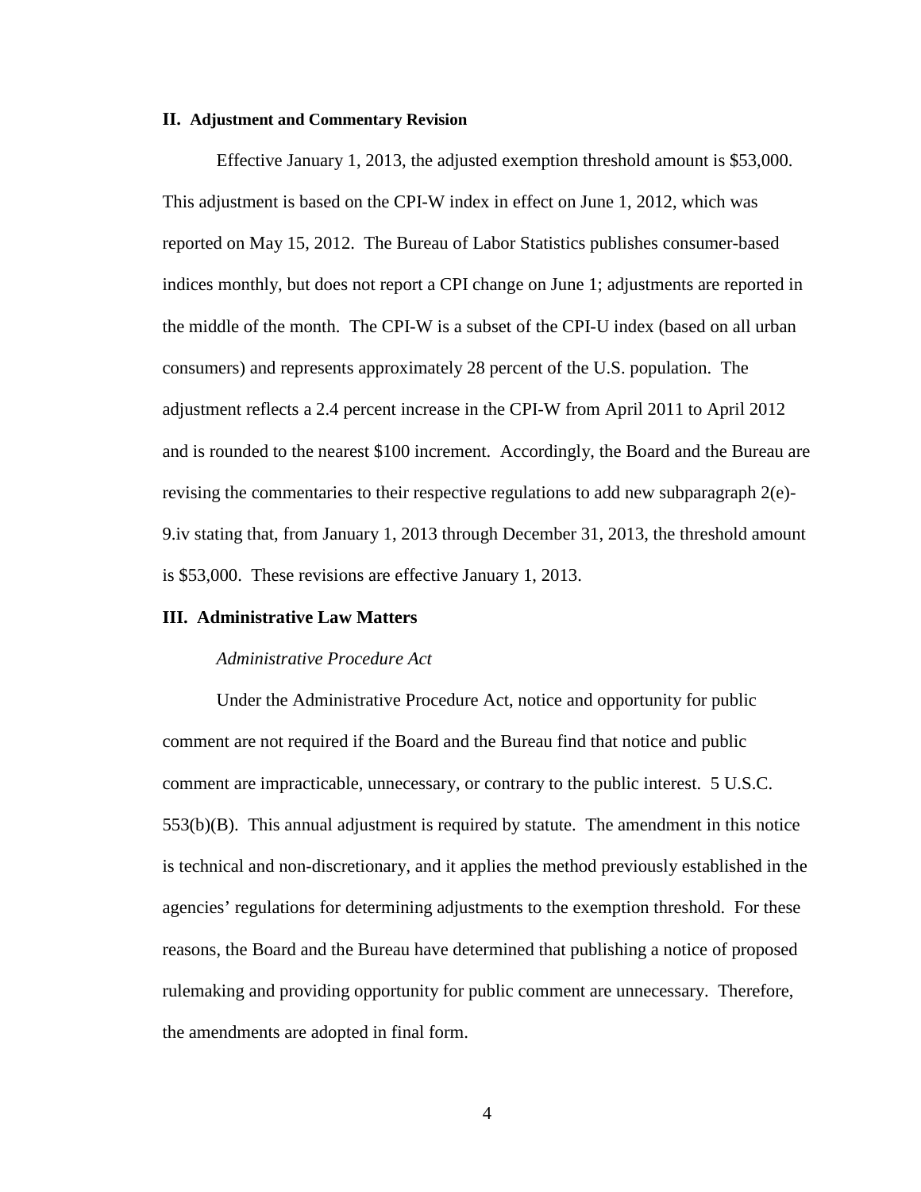## II. Adjustment and Commentary Revision

Effective January 1, 2013, the adjusted exemption threshold amount is $53,000. This adjustment is based on the CPI-W index in effect on June 1, 2012, which was reported on May 15, 2012. The Bureau of Labor Statistics publishes consumer-based indices monthly, but does not report a CPI change on June 1; adjustments are reported in the middle of the month. The CPI-W is a subset of the CPI-U index (based on all urban consumers) and represents approximately 28 percent of the U.S. population. The adjustment reflects a 2.4 percent increase in the CPI-W from April 2011 to April 2012 and is rounded to the nearest $100 increment. Accordingly, the Board and the Bureau are revising the commentaries to their respective regulations to add new subparagraph 2(e)-9.iv stating that, from January 1, 2013 through December 31, 2013, the threshold amount is $53,000. These revisions are effective January 1, 2013.

## III. Administrative Law Matters

*Administrative Procedure Act*

Under the Administrative Procedure Act, notice and opportunity for public comment are not required if the Board and the Bureau find that notice and public comment are impracticable, unnecessary, or contrary to the public interest. 5 U.S.C. 553(b)(B). This annual adjustment is required by statute. The amendment in this notice is technical and non-discretionary, and it applies the method previously established in the agencies' regulations for determining adjustments to the exemption threshold. For these reasons, the Board and the Bureau have determined that publishing a notice of proposed rulemaking and providing opportunity for public comment are unnecessary. Therefore, the amendments are adopted in final form.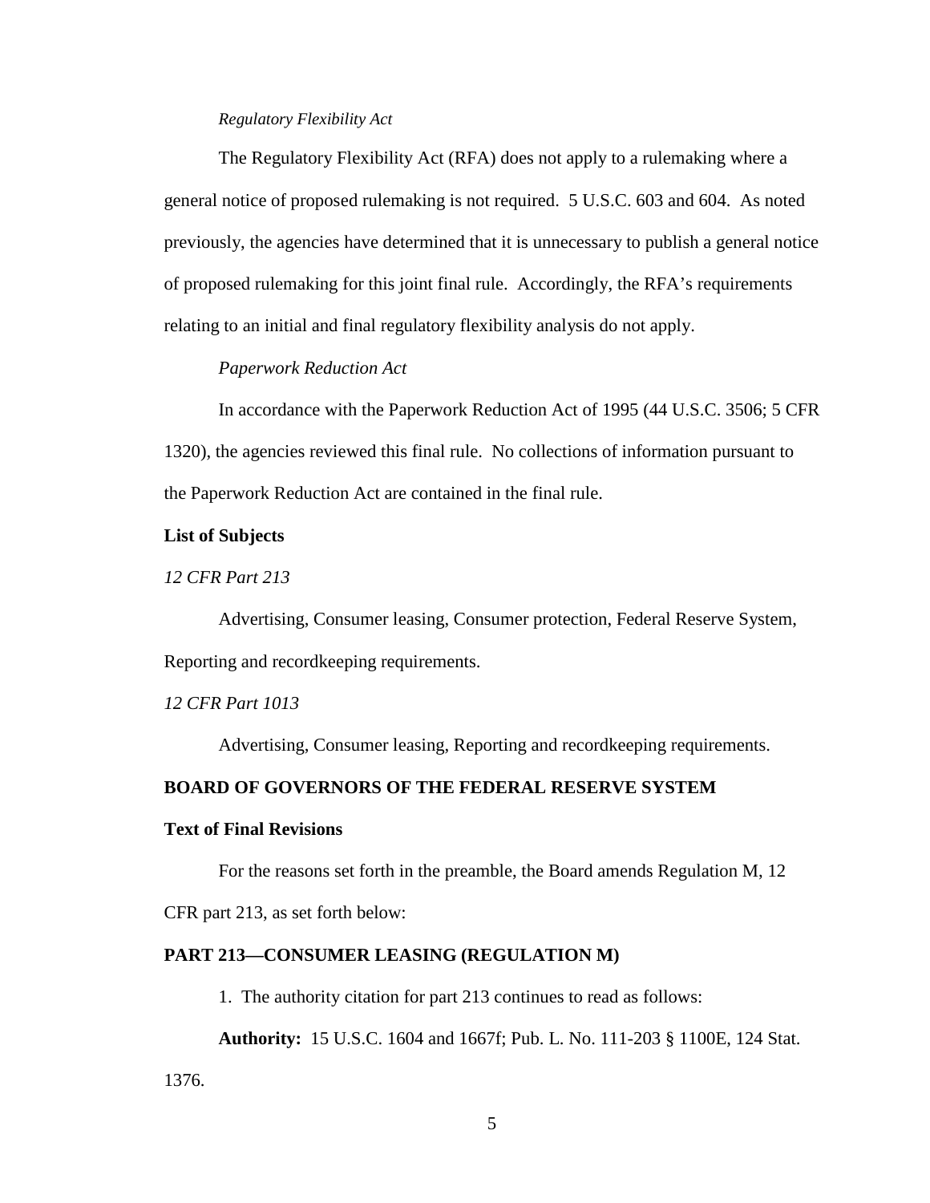*Regulatory Flexibility Act*

The Regulatory Flexibility Act (RFA) does not apply to a rulemaking where a general notice of proposed rulemaking is not required. 5 U.S.C. 603 and 604. As noted previously, the agencies have determined that it is unnecessary to publish a general notice of proposed rulemaking for this joint final rule. Accordingly, the RFA's requirements relating to an initial and final regulatory flexibility analysis do not apply.

*Paperwork Reduction Act*

In accordance with the Paperwork Reduction Act of 1995 (44 U.S.C. 3506; 5 CFR 1320), the agencies reviewed this final rule. No collections of information pursuant to the Paperwork Reduction Act are contained in the final rule.

**List of Subjects**

*12 CFR Part 213*

Advertising, Consumer leasing, Consumer protection, Federal Reserve System, Reporting and recordkeeping requirements.

*12 CFR Part 1013*

Advertising, Consumer leasing, Reporting and recordkeeping requirements.

**BOARD OF GOVERNORS OF THE FEDERAL RESERVE SYSTEM**

**Text of Final Revisions**

For the reasons set forth in the preamble, the Board amends Regulation M, 12 CFR part 213, as set forth below:

**PART 213—CONSUMER LEASING (REGULATION M)**

1. The authority citation for part 213 continues to read as follows:

**Authority:** 15 U.S.C. 1604 and 1667f; Pub. L. No. 111-203 § 1100E, 124 Stat. 1376.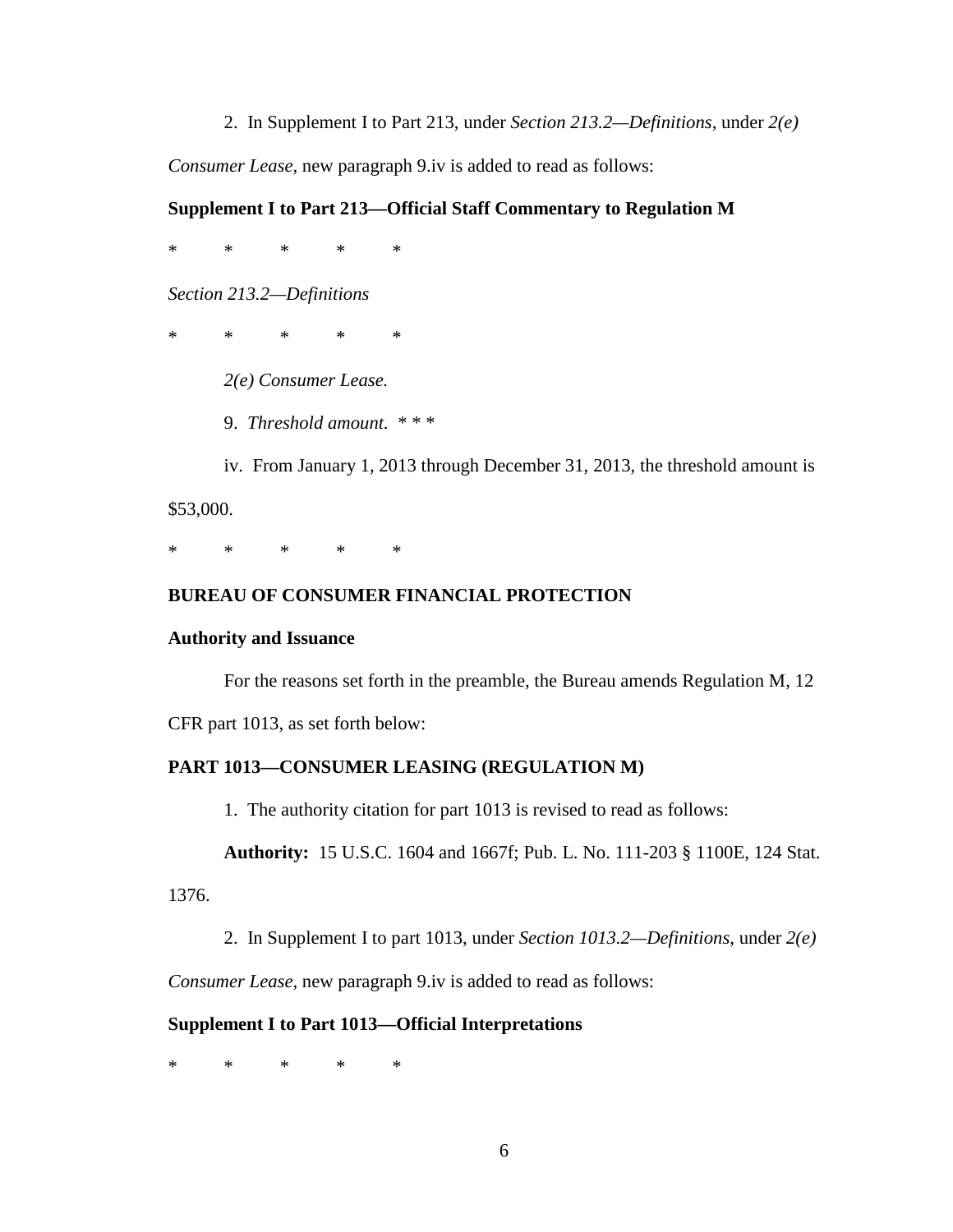2. In Supplement I to Part 213, under *Section 213.2—Definitions*, under *2(e) Consumer Lease*, new paragraph 9.iv is added to read as follows:

**Supplement I to Part 213—Official Staff Commentary to Regulation M**

\* \* \* \* \*

*Section 213.2—Definitions*

\* \* \* \* \*

*2(e) Consumer Lease.*

9. *Threshold amount.* \* \* \*

iv. From January 1, 2013 through December 31, 2013, the threshold amount is $53,000.

\* \* \* \* \*

**BUREAU OF CONSUMER FINANCIAL PROTECTION**

**Authority and Issuance**

For the reasons set forth in the preamble, the Bureau amends Regulation M, 12 CFR part 1013, as set forth below:

**PART 1013—CONSUMER LEASING (REGULATION M)**

1. The authority citation for part 1013 is revised to read as follows:

**Authority:** 15 U.S.C. 1604 and 1667f; Pub. L. No. 111-203 § 1100E, 124 Stat. 1376.

2. In Supplement I to part 1013, under *Section 1013.2—Definitions*, under *2(e) Consumer Lease*, new paragraph 9.iv is added to read as follows:

**Supplement I to Part 1013—Official Interpretations**

\* \* \* \* \*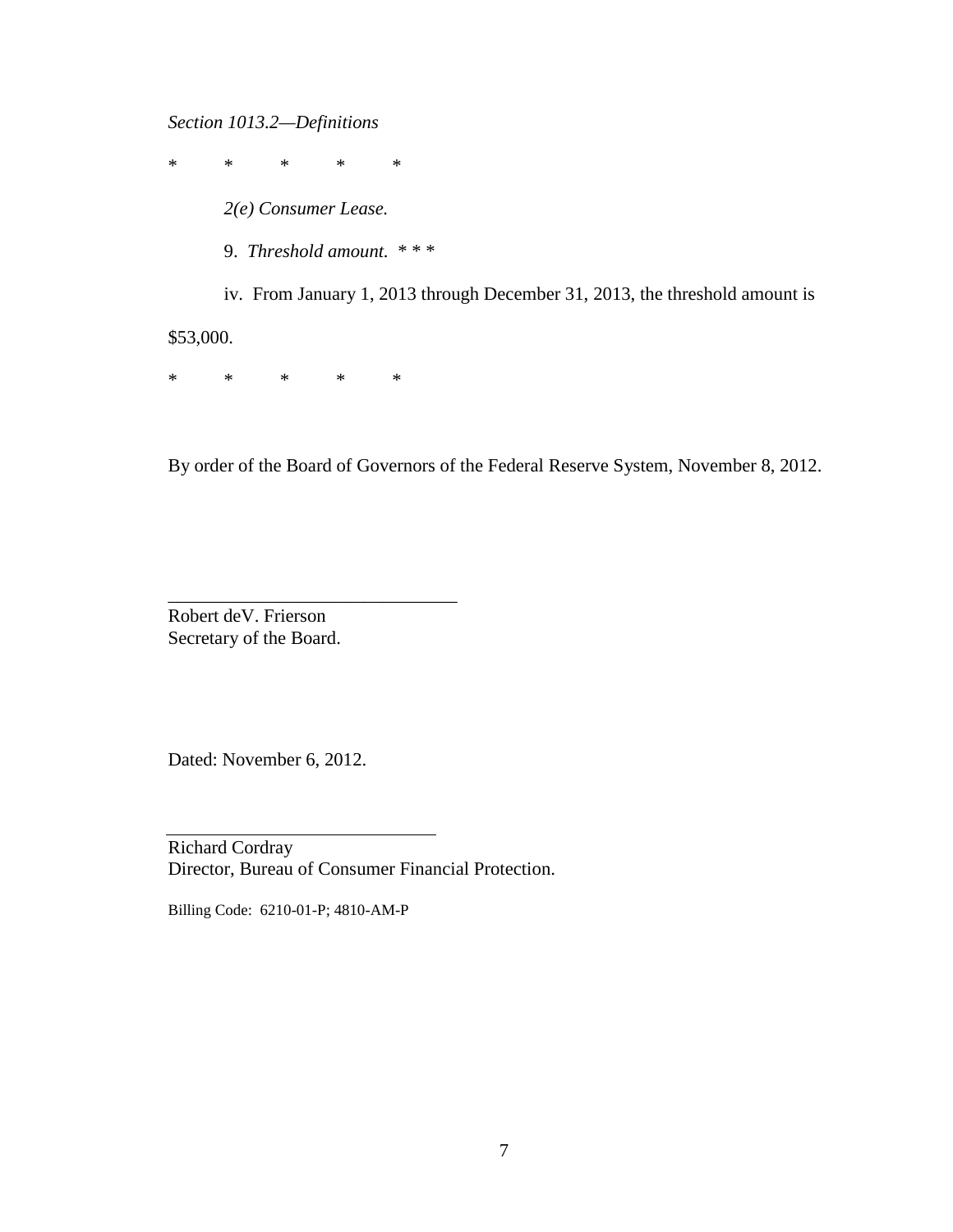*Section 1013.2—Definitions*

\*     \*     \*     \*     \*

*2(e) Consumer Lease.*

9. *Threshold amount.* \* \* \*

iv. From January 1, 2013 through December 31, 2013, the threshold amount is $53,000.

\*     \*     \*     \*     \*

By order of the Board of Governors of the Federal Reserve System, November 8, 2012.

\_\_\_\_\_\_\_\_\_\_\_\_\_\_\_\_\_\_\_\_\_\_\_\_\_\_\_\_\_\_\_\_

Robert deV. Frierson
Secretary of the Board.

Dated: November 6, 2012.

\_\_\_\_\_\_\_\_\_\_\_\_\_\_\_\_\_\_\_\_\_\_\_\_\_\_\_\_\_\_\_\_

Richard Cordray
Director, Bureau of Consumer Financial Protection.

Billing Code: 6210-01-P; 4810-AM-P